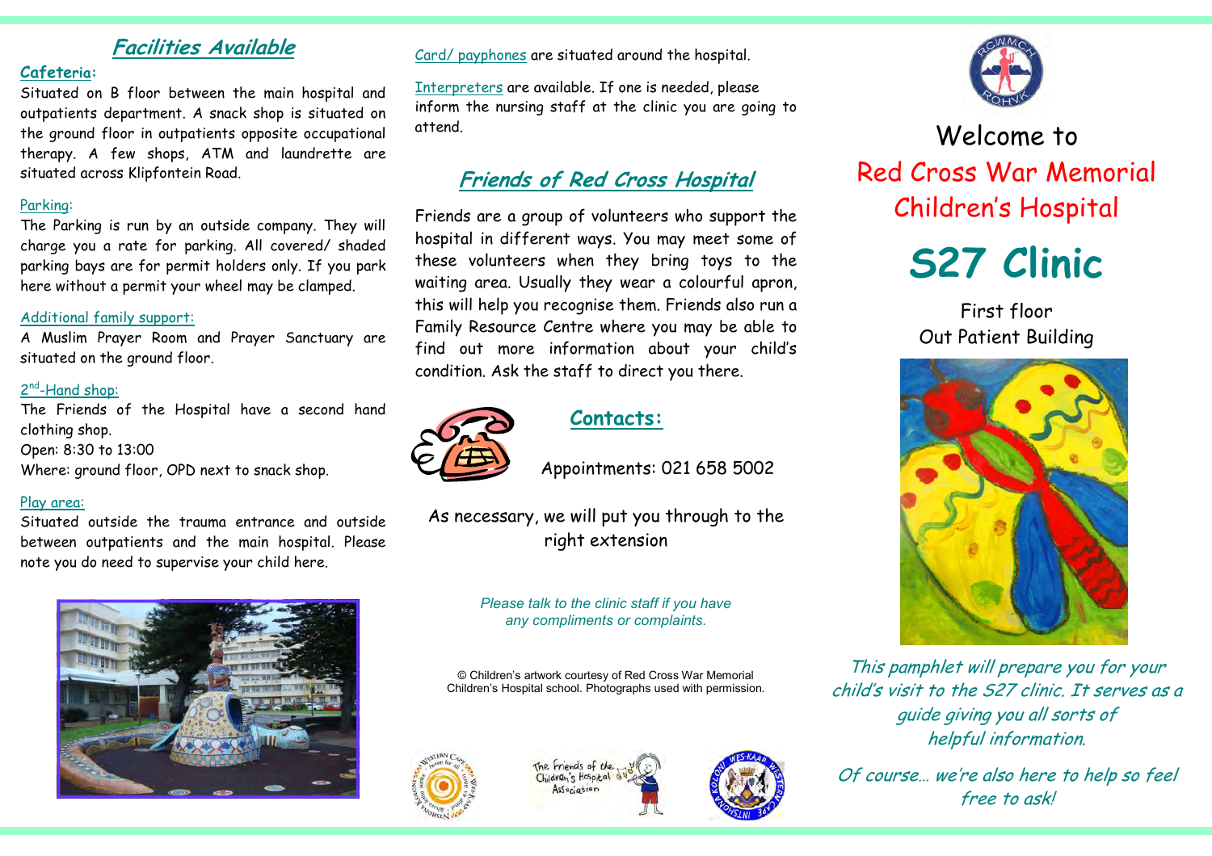## Facilities Available

**Cafeteria:**
Situated on B floor between the main hospital and outpatients department. A snack shop is situated on the ground floor in outpatients opposite occupational therapy. A few shops, ATM and laundrette are situated across Klipfontein Road.

Parking:
The Parking is run by an outside company. They will charge you a rate for parking. All covered/ shaded parking bays are for permit holders only. If you park here without a permit your wheel may be clamped.

Additional family support:
A Muslim Prayer Room and Prayer Sanctuary are situated on the ground floor.

2nd-Hand shop:
The Friends of the Hospital have a second hand clothing shop.
Open: 8:30 to 13:00
Where: ground floor, OPD next to snack shop.

Play area:
Situated outside the trauma entrance and outside between outpatients and the main hospital. Please note you do need to supervise your child here.

Card/ payphones are situated around the hospital.

Interpreters are available. If one is needed, please inform the nursing staff at the clinic you are going to attend.

## Friends of Red Cross Hospital

Friends are a group of volunteers who support the hospital in different ways. You may meet some of these volunteers when they bring toys to the waiting area. Usually they wear a colourful apron, this will help you recognise them. Friends also run a Family Resource Centre where you may be able to find out more information about your child's condition. Ask the staff to direct you there.

### Contacts:

Appointments: 021 658 5002

As necessary, we will put you through to the right extension

*Please talk to the clinic staff if you have any compliments or complaints.*

© Children's artwork courtesy of Red Cross War Memorial Children's Hospital school. Photographs used with permission.

The Friends of the Children's Hospital Association

Welcome to
Red Cross War Memorial Children's Hospital

# S27 Clinic

First floor
Out Patient Building

*This pamphlet will prepare you for your child's visit to the S27 clinic. It serves as a guide giving you all sorts of helpful information.*

*Of course… we're also here to help so feel free to ask!*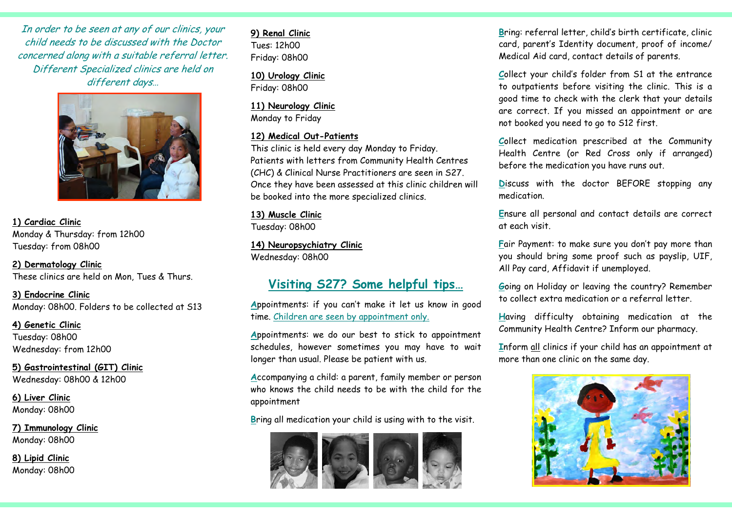*In order to be seen at any of our clinics, your child needs to be discussed with the Doctor concerned along with a suitable referral letter. Different Specialized clinics are held on different days…*

**1) Cardiac Clinic**
Monday & Thursday: from 12h00
Tuesday: from 08h00

**2) Dermatology Clinic**
These clinics are held on Mon, Tues & Thurs.

**3) Endocrine Clinic**
Monday: 08h00. Folders to be collected at S13

**4) Genetic Clinic**
Tuesday: 08h00
Wednesday: from 12h00

**5) Gastrointestinal (GIT) Clinic**
Wednesday: 08h00 & 12h00

**6) Liver Clinic**
Monday: 08h00

**7) Immunology Clinic**
Monday: 08h00

**8) Lipid Clinic**
Monday: 08h00

**9) Renal Clinic**
Tues: 12h00
Friday: 08h00

**10) Urology Clinic**
Friday: 08h00

**11) Neurology Clinic**
Monday to Friday

**12) Medical Out-Patients**
This clinic is held every day Monday to Friday. Patients with letters from Community Health Centres (CHC) & Clinical Nurse Practitioners are seen in S27. Once they have been assessed at this clinic children will be booked into the more specialized clinics.

**13) Muscle Clinic**
Tuesday: 08h00

**14) Neuropsychiatry Clinic**
Wednesday: 08h00

## Visiting S27? Some helpful tips…

**A**ppointments: if you can't make it let us know in good time. Children are seen by appointment only.

**A**ppointments: we do our best to stick to appointment schedules, however sometimes you may have to wait longer than usual. Please be patient with us.

**A**ccompanying a child: a parent, family member or person who knows the child needs to be with the child for the appointment

**B**ring all medication your child is using with to the visit.

**B**ring: referral letter, child's birth certificate, clinic card, parent's Identity document, proof of income/ Medical Aid card, contact details of parents.

**C**ollect your child's folder from S1 at the entrance to outpatients before visiting the clinic. This is a good time to check with the clerk that your details are correct. If you missed an appointment or are not booked you need to go to S12 first.

**C**ollect medication prescribed at the Community Health Centre (or Red Cross only if arranged) before the medication you have runs out.

**D**iscuss with the doctor BEFORE stopping any medication.

**E**nsure all personal and contact details are correct at each visit.

**F**air Payment: to make sure you don't pay more than you should bring some proof such as payslip, UIF, All Pay card, Affidavit if unemployed.

**G**oing on Holiday or leaving the country? Remember to collect extra medication or a referral letter.

**H**aving difficulty obtaining medication at the Community Health Centre? Inform our pharmacy.

**I**nform all clinics if your child has an appointment at more than one clinic on the same day.